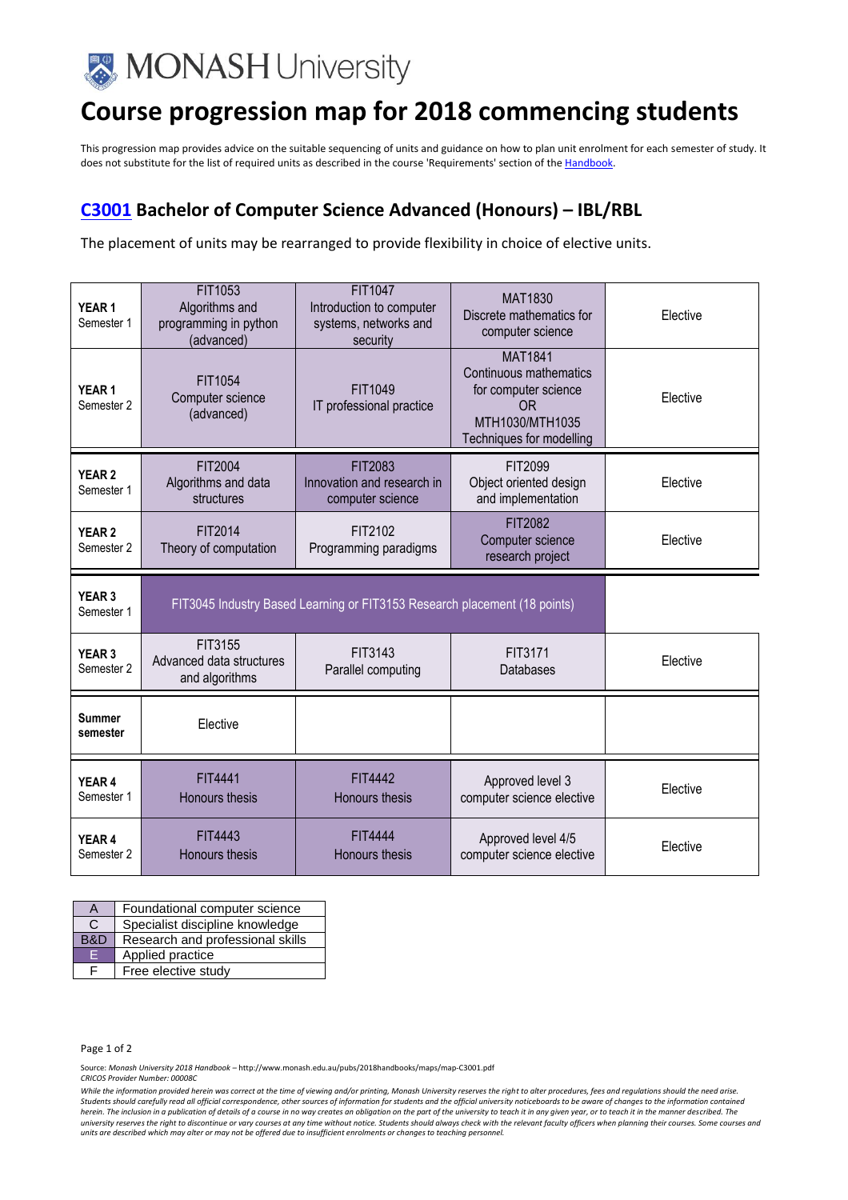# MONASH University

# Course progression map for 2018 commencing students

This progression map provides advice on the suitable sequencing of units and guidance on how to plan unit enrolment for each semester of study. It does not substitute for the list of required units as described in the course 'Requirements' section of the Handbook.

## C3001 Bachelor of Computer Science Advanced (Honours) – IBL/RBL

The placement of units may be rearranged to provide flexibility in choice of elective units.

| | | | | |
|---|---|---|---|---|
| **YEAR 1** Semester 1 | FIT1053 Algorithms and programming in python (advanced) | FIT1047 Introduction to computer systems, networks and security | MAT1830 Discrete mathematics for computer science | Elective |
| **YEAR 1** Semester 2 | FIT1054 Computer science (advanced) | FIT1049 IT professional practice | MAT1841 Continuous mathematics for computer science OR MTH1030/MTH1035 Techniques for modelling | Elective |
| **YEAR 2** Semester 1 | FIT2004 Algorithms and data structures | FIT2083 Innovation and research in computer science | FIT2099 Object oriented design and implementation | Elective |
| **YEAR 2** Semester 2 | FIT2014 Theory of computation | FIT2102 Programming paradigms | FIT2082 Computer science research project | Elective |
| **YEAR 3** Semester 1 | FIT3045 Industry Based Learning or FIT3153 Research placement (18 points) | | | |
| **YEAR 3** Semester 2 | FIT3155 Advanced data structures and algorithms | FIT3143 Parallel computing | FIT3171 Databases | Elective |
| **Summer semester** | Elective | | | |
| **YEAR 4** Semester 1 | FIT4441 Honours thesis | FIT4442 Honours thesis | Approved level 3 computer science elective | Elective |
| **YEAR 4** Semester 2 | FIT4443 Honours thesis | FIT4444 Honours thesis | Approved level 4/5 computer science elective | Elective |

| | |
|---|---|
| A | Foundational computer science |
| C | Specialist discipline knowledge |
| B&D | Research and professional skills |
| E | Applied practice |
| F | Free elective study |

Source: *Monash University 2018 Handbook* – http://www.monash.edu.au/pubs/2018handbooks/maps/map-C3001.pdf
*CRICOS Provider Number: 00008C*

*While the information provided herein was correct at the time of viewing and/or printing, Monash University reserves the right to alter procedures, fees and regulations should the need arise. Students should carefully read all official correspondence, other sources of information for students and the official university noticeboards to be aware of changes to the information contained herein. The inclusion in a publication of details of a course in no way creates an obligation on the part of the university to teach it in any given year, or to teach it in the manner described. The university reserves the right to discontinue or vary courses at any time without notice. Students should always check with the relevant faculty officers when planning their courses. Some courses and units are described which may alter or may not be offered due to insufficient enrolments or changes to teaching personnel.*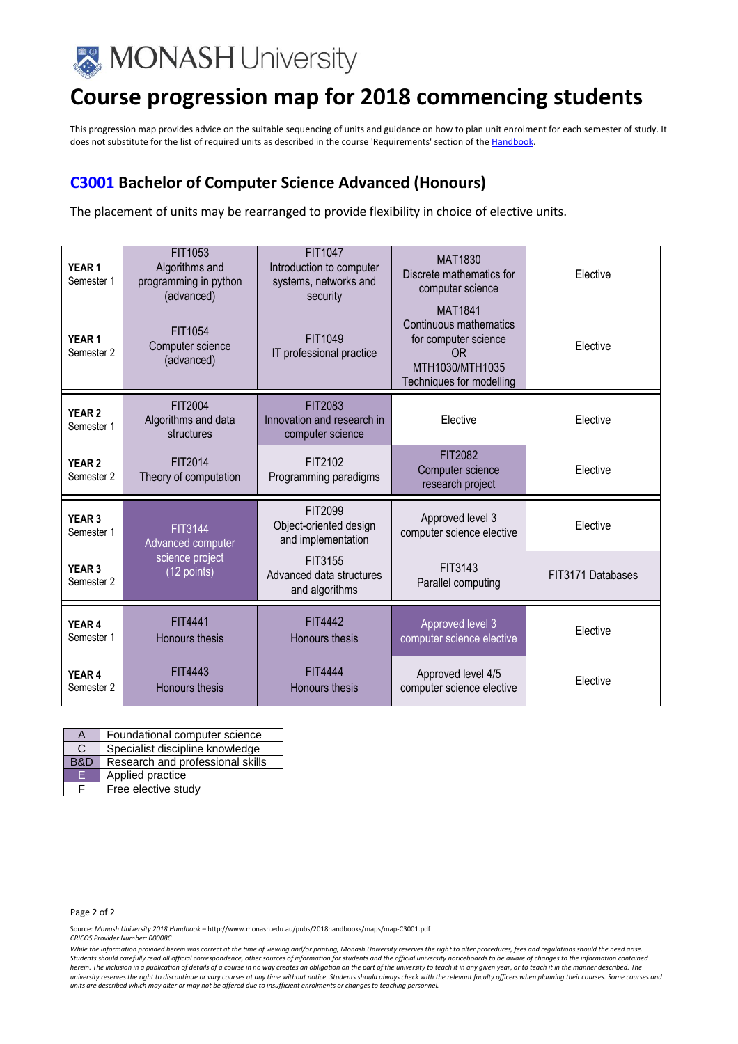# Course progression map for 2018 commencing students

This progression map provides advice on the suitable sequencing of units and guidance on how to plan unit enrolment for each semester of study. It does not substitute for the list of required units as described in the course 'Requirements' section of the Handbook.

## C3001 Bachelor of Computer Science Advanced (Honours)

The placement of units may be rearranged to provide flexibility in choice of elective units.

| | | | | |
|---|---|---|---|---|
| **YEAR 1** Semester 1 | FIT1053 Algorithms and programming in python (advanced) | FIT1047 Introduction to computer systems, networks and security | MAT1830 Discrete mathematics for computer science | Elective |
| **YEAR 1** Semester 2 | FIT1054 Computer science (advanced) | FIT1049 IT professional practice | MAT1841 Continuous mathematics for computer science OR MTH1030/MTH1035 Techniques for modelling | Elective |
| **YEAR 2** Semester 1 | FIT2004 Algorithms and data structures | FIT2083 Innovation and research in computer science | Elective | Elective |
| **YEAR 2** Semester 2 | FIT2014 Theory of computation | FIT2102 Programming paradigms | FIT2082 Computer science research project | Elective |
| **YEAR 3** Semester 1 | FIT3144 Advanced computer science project (12 points) | FIT2099 Object-oriented design and implementation | Approved level 3 computer science elective | Elective |
| **YEAR 3** Semester 2 | | FIT3155 Advanced data structures and algorithms | FIT3143 Parallel computing | FIT3171 Databases |
| **YEAR 4** Semester 1 | FIT4441 Honours thesis | FIT4442 Honours thesis | Approved level 3 computer science elective | Elective |
| **YEAR 4** Semester 2 | FIT4443 Honours thesis | FIT4444 Honours thesis | Approved level 4/5 computer science elective | Elective |

| | |
|---|---|
| A | Foundational computer science |
| C | Specialist discipline knowledge |
| B&D | Research and professional skills |
| E | Applied practice |
| F | Free elective study |

Source: *Monash University 2018 Handbook* – http://www.monash.edu.au/pubs/2018handbooks/maps/map-C3001.pdf
*CRICOS Provider Number: 00008C*

*While the information provided herein was correct at the time of viewing and/or printing, Monash University reserves the right to alter procedures, fees and regulations should the need arise. Students should carefully read all official correspondence, other sources of information for students and the official university noticeboards to be aware of changes to the information contained herein. The inclusion in a publication of details of a course in no way creates an obligation on the part of the university to teach it in any given year, or to teach it in the manner described. The university reserves the right to discontinue or vary courses at any time without notice. Students should always check with the relevant faculty officers when planning their courses. Some courses and units are described which may alter or may not be offered due to insufficient enrolments or changes to teaching personnel.*